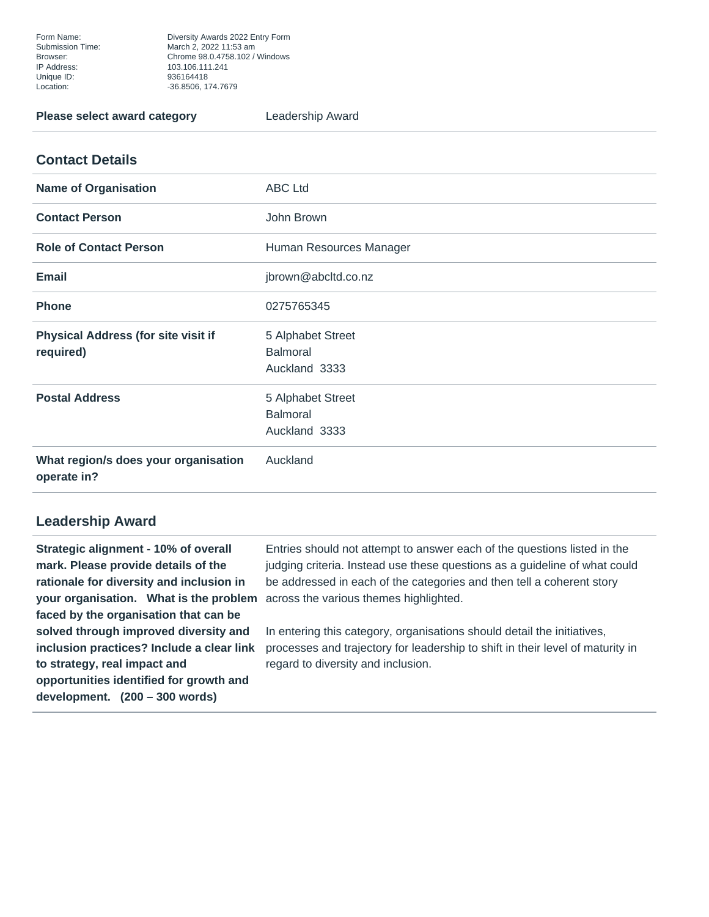| | |
|---|---|
| Form Name: | Diversity Awards 2022 Entry Form |
| Submission Time: | March 2, 2022 11:53 am |
| Browser: | Chrome 98.0.4758.102 / Windows |
| IP Address: | 103.106.111.241 |
| Unique ID: | 936164418 |
| Location: | -36.8506, 174.7679 |

| | |
|---|---|
| **Please select award category** | Leadership Award |

## Contact Details

| | |
|---|---|
| **Name of Organisation** | ABC Ltd |
| **Contact Person** | John Brown |
| **Role of Contact Person** | Human Resources Manager |
| **Email** | jbrown@abcltd.co.nz |
| **Phone** | 0275765345 |
| **Physical Address (for site visit if required)** | 5 Alphabet Street<br>Balmoral<br>Auckland 3333 |
| **Postal Address** | 5 Alphabet Street<br>Balmoral<br>Auckland 3333 |
| **What region/s does your organisation operate in?** | Auckland |

## Leadership Award

| | |
|---|---|
| **Strategic alignment - 10% of overall mark. Please provide details of the rationale for diversity and inclusion in your organisation. What is the problem faced by the organisation that can be solved through improved diversity and inclusion practices? Include a clear link to strategy, real impact and opportunities identified for growth and development. (200 – 300 words)** | Entries should not attempt to answer each of the questions listed in the judging criteria. Instead use these questions as a guideline of what could be addressed in each of the categories and then tell a coherent story across the various themes highlighted.<br><br>In entering this category, organisations should detail the initiatives, processes and trajectory for leadership to shift in their level of maturity in regard to diversity and inclusion. |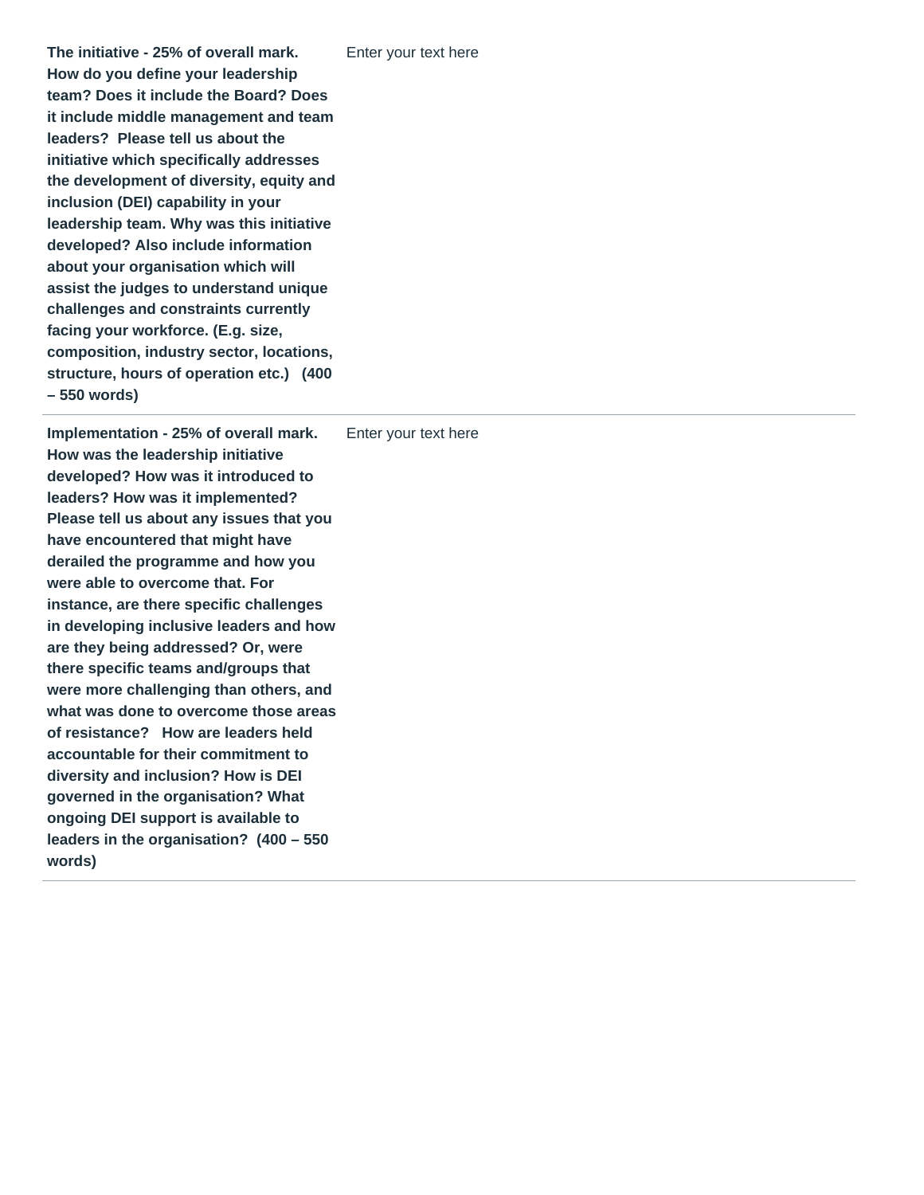| | |
|---|---|
| **The initiative - 25% of overall mark. How do you define your leadership team? Does it include the Board? Does it include middle management and team leaders? Please tell us about the initiative which specifically addresses the development of diversity, equity and inclusion (DEI) capability in your leadership team. Why was this initiative developed? Also include information about your organisation which will assist the judges to understand unique challenges and constraints currently facing your workforce. (E.g. size, composition, industry sector, locations, structure, hours of operation etc.) (400 – 550 words)** | Enter your text here |
| **Implementation - 25% of overall mark. How was the leadership initiative developed? How was it introduced to leaders? How was it implemented? Please tell us about any issues that you have encountered that might have derailed the programme and how you were able to overcome that. For instance, are there specific challenges in developing inclusive leaders and how are they being addressed? Or, were there specific teams and/groups that were more challenging than others, and what was done to overcome those areas of resistance? How are leaders held accountable for their commitment to diversity and inclusion? How is DEI governed in the organisation? What ongoing DEI support is available to leaders in the organisation? (400 – 550 words)** | Enter your text here |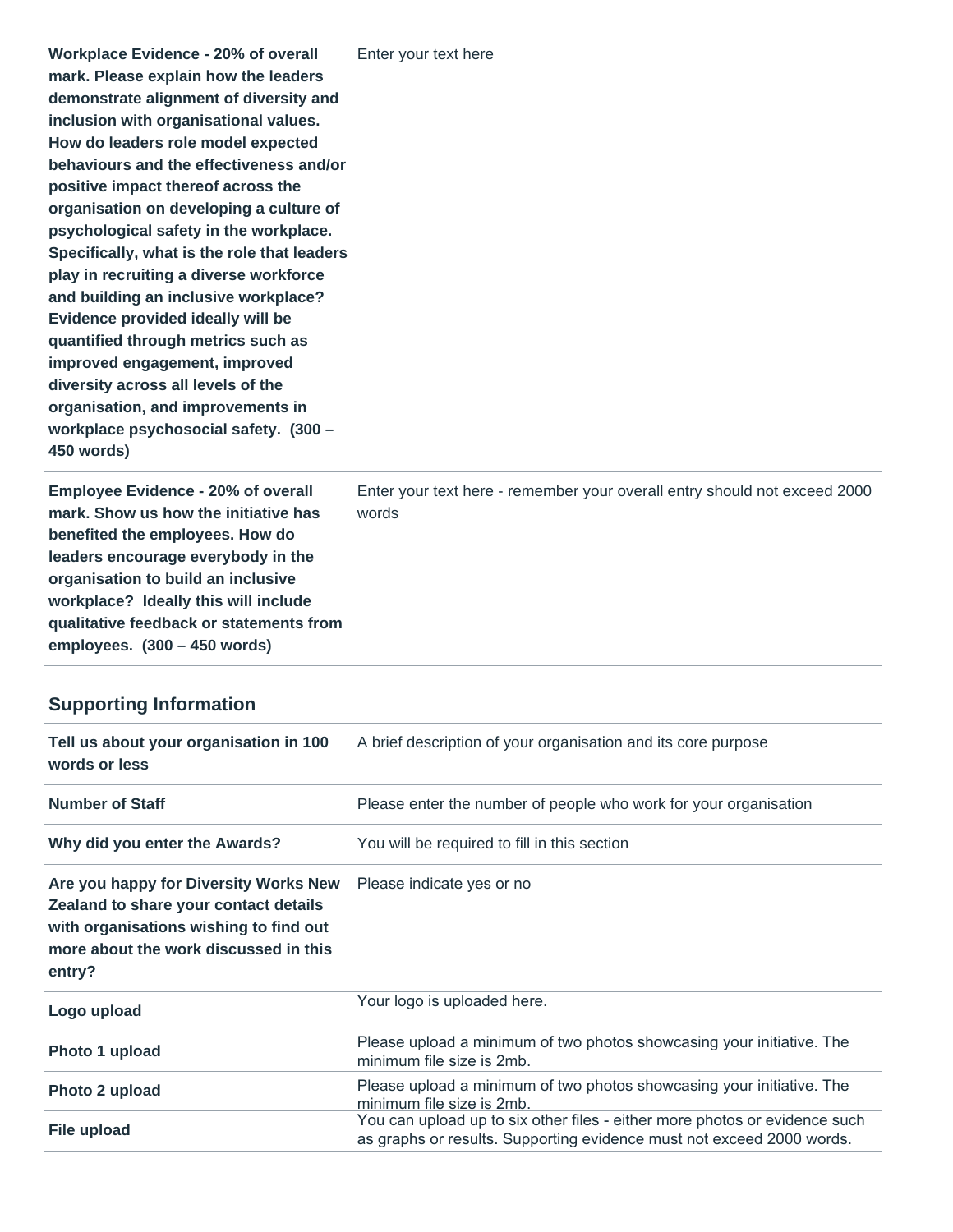| | |
|---|---|
| **Workplace Evidence - 20% of overall mark. Please explain how the leaders demonstrate alignment of diversity and inclusion with organisational values. How do leaders role model expected behaviours and the effectiveness and/or positive impact thereof across the organisation on developing a culture of psychological safety in the workplace. Specifically, what is the role that leaders play in recruiting a diverse workforce and building an inclusive workplace? Evidence provided ideally will be quantified through metrics such as improved engagement, improved diversity across all levels of the organisation, and improvements in workplace psychosocial safety. (300 – 450 words)** | Enter your text here |
| **Employee Evidence - 20% of overall mark. Show us how the initiative has benefited the employees. How do leaders encourage everybody in the organisation to build an inclusive workplace? Ideally this will include qualitative feedback or statements from employees. (300 – 450 words)** | Enter your text here - remember your overall entry should not exceed 2000 words |

## Supporting Information

| | |
|---|---|
| **Tell us about your organisation in 100 words or less** | A brief description of your organisation and its core purpose |
| **Number of Staff** | Please enter the number of people who work for your organisation |
| **Why did you enter the Awards?** | You will be required to fill in this section |
| **Are you happy for Diversity Works New Zealand to share your contact details with organisations wishing to find out more about the work discussed in this entry?** | Please indicate yes or no |
| **Logo upload** | Your logo is uploaded here. |
| **Photo 1 upload** | Please upload a minimum of two photos showcasing your initiative. The minimum file size is 2mb. |
| **Photo 2 upload** | Please upload a minimum of two photos showcasing your initiative. The minimum file size is 2mb. |
| **File upload** | You can upload up to six other files - either more photos or evidence such as graphs or results. Supporting evidence must not exceed 2000 words. |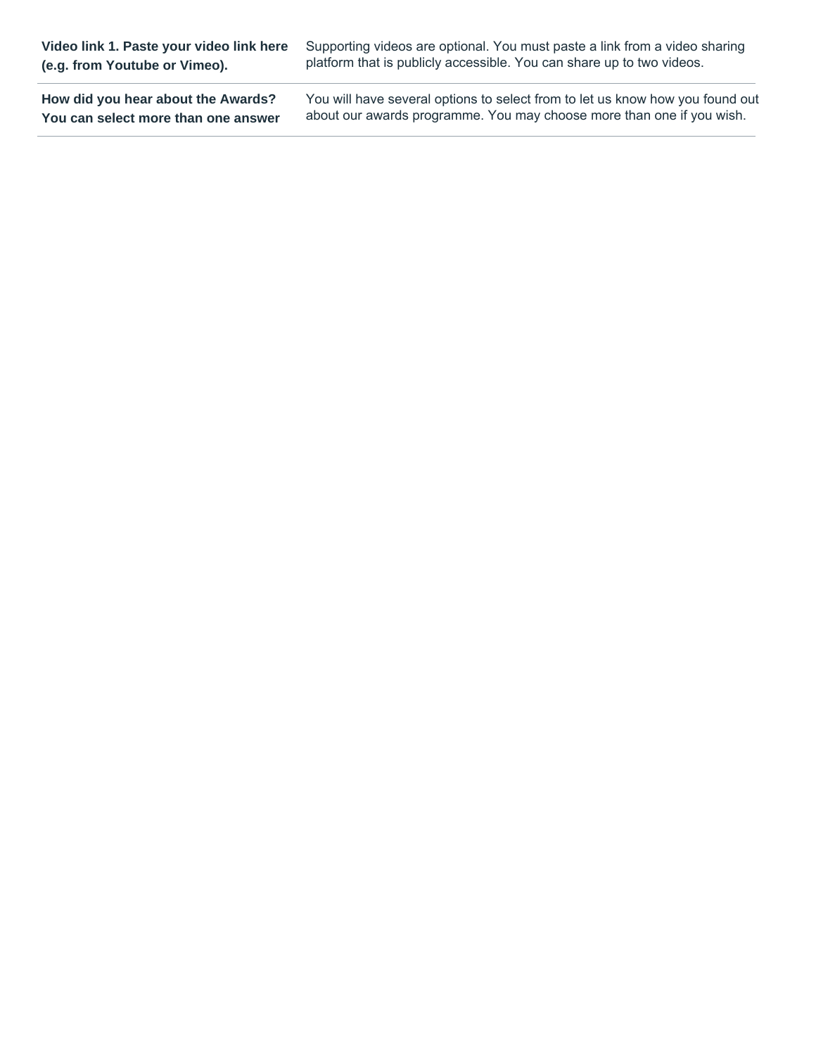| | |
|---|---|
| **Video link 1. Paste your video link here (e.g. from Youtube or Vimeo).** | Supporting videos are optional. You must paste a link from a video sharing platform that is publicly accessible. You can share up to two videos. |
| **How did you hear about the Awards? You can select more than one answer** | You will have several options to select from to let us know how you found out about our awards programme. You may choose more than one if you wish. |